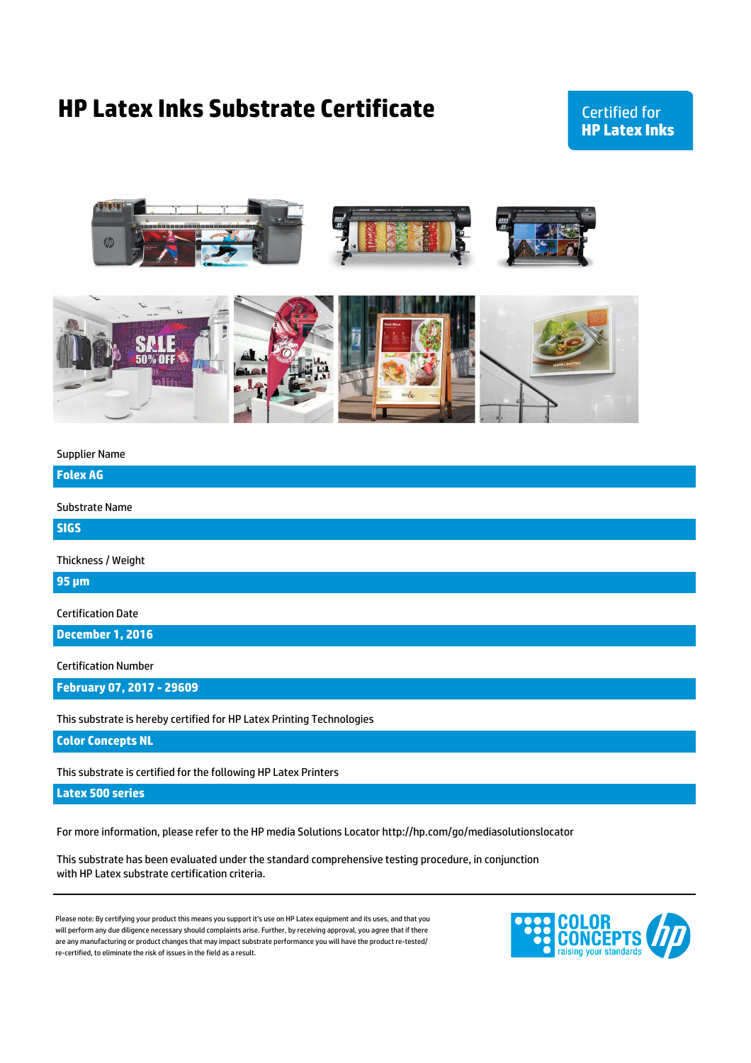# HP Latex Inks Substrate Certificate

Certified for **HP Latex Inks**

Supplier Name

**Folex AG**

Substrate Name

**SIGS**

Thickness / Weight

**95 µm**

Certification Date

**December 1, 2016**

Certification Number

**February 07, 2017 - 29609**

This substrate is hereby certified for HP Latex Printing Technologies

**Color Concepts NL**

This substrate is certified for the following HP Latex Printers

**Latex 500 series**

For more information, please refer to the HP media Solutions Locator http://hp.com/go/mediasolutionslocator

This substrate has been evaluated under the standard comprehensive testing procedure, in conjunction with HP Latex substrate certification criteria.

---

Please note: By certifying your product this means you support it's use on HP Latex equipment and its uses, and that you will perform any due diligence necessary should complaints arise. Further, by receiving approval, you agree that if there are any manufacturing or product changes that may impact substrate performance you will have the product re-tested/re-certified, to eliminate the risk of issues in the field as a result.

COLOR CONCEPTS raising your standards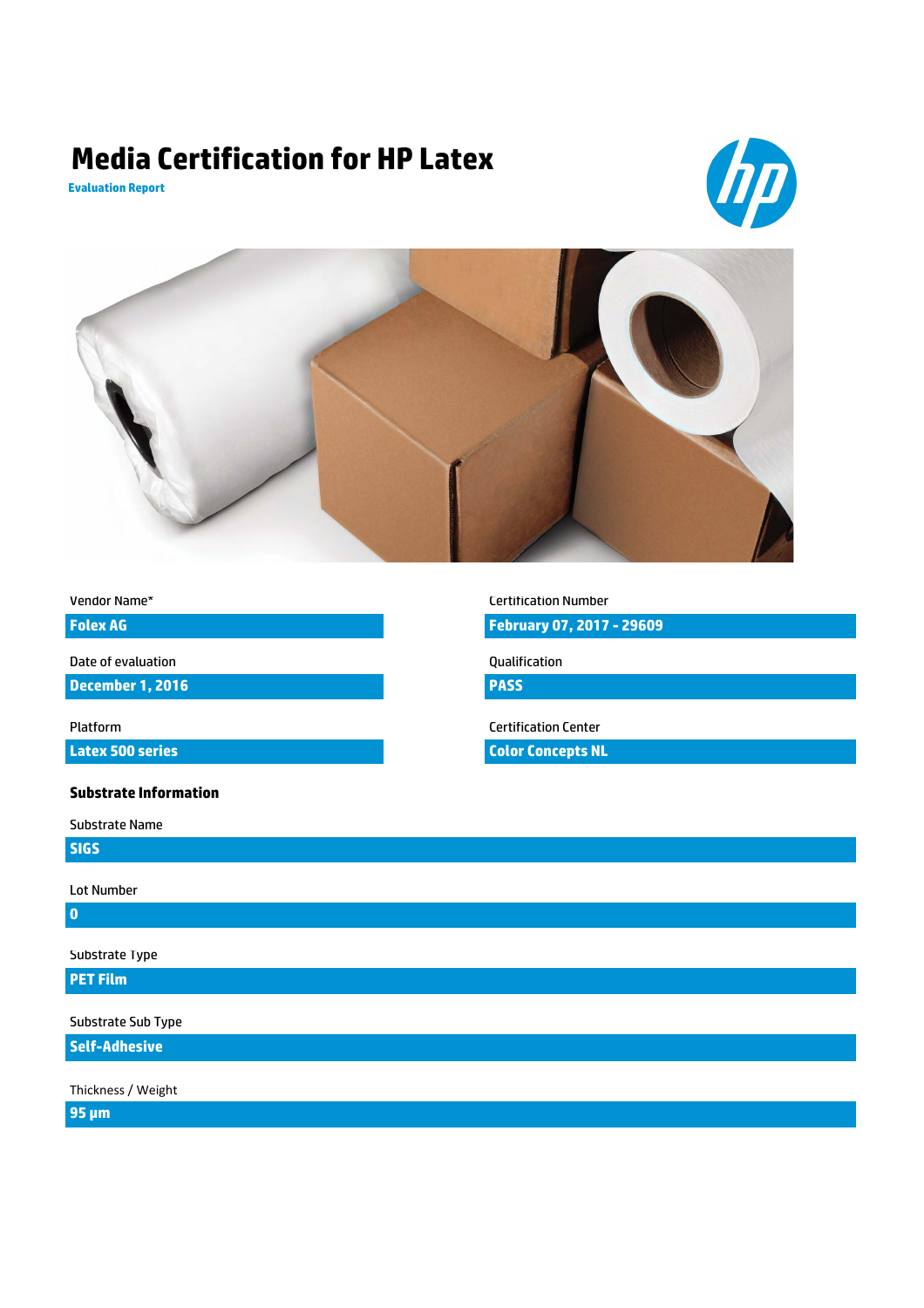# Media Certification for HP Latex

**Evaluation Report**

Vendor Name*

**Folex AG**

Date of evaluation

**December 1, 2016**

Platform

**Latex 500 series**

Certification Number

**February 07, 2017 - 29609**

Qualification

**PASS**

Certification Center

**Color Concepts NL**

### Substrate Information

Substrate Name

**SIGS**

Lot Number

**0**

Substrate Type

**PET Film**

Substrate Sub Type

**Self-Adhesive**

Thickness / Weight

**95 µm**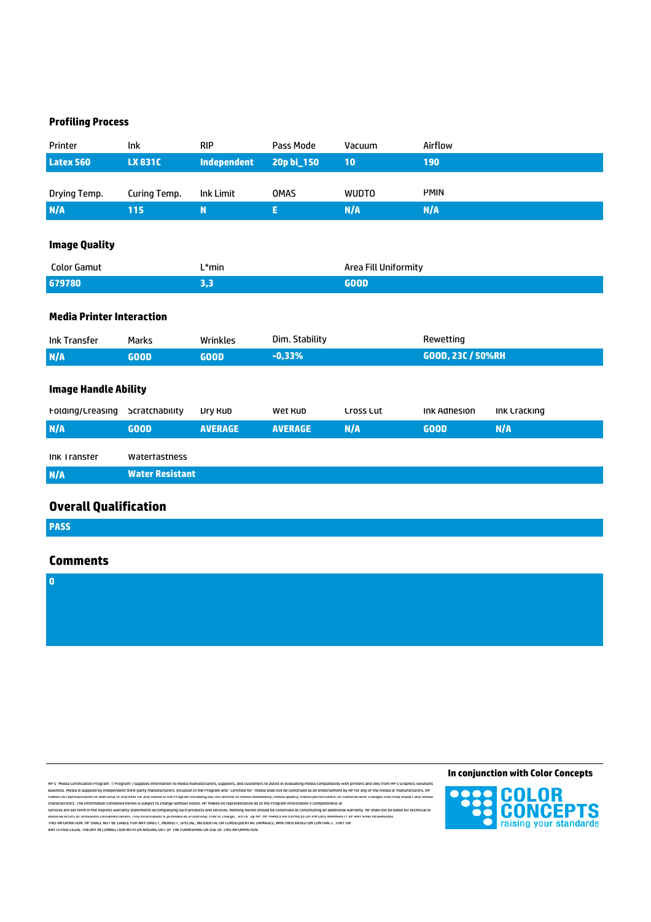## Profiling Process

| Printer | Ink | RIP | Pass Mode | Vacuum | Airflow |
|---|---|---|---|---|---|
| **Latex 560** | **LX 831C** | **Independent** | **20p bi_150** | **10** | **190** |

| Drying Temp. | Curing Temp. | Ink Limit | OMAS | WUDTO | PMIN |
|---|---|---|---|---|---|
| **N/A** | **115** | **N** | **E** | **N/A** | **N/A** |

## Image Quality

| Color Gamut | L*min | Area Fill Uniformity |
|---|---|---|
| **679780** | **3,3** | **GOOD** |

## Media Printer Interaction

| Ink Transfer | Marks | Wrinkles | Dim. Stability | Rewetting |
|---|---|---|---|---|
| **N/A** | **GOOD** | **GOOD** | **-0,33%** | **GOOD, 23C / 50%RH** |

## Image Handle Ability

| Folding/Creasing | Scratchability | Dry Rub | Wet Rub | Cross Cut | Ink Adhesion | Ink Cracking |
|---|---|---|---|---|---|---|
| **N/A** | **GOOD** | **AVERAGE** | **AVERAGE** | **N/A** | **GOOD** | **N/A** |

| Ink Transfer | Waterfastness |
|---|---|
| **N/A** | **Water Resistant** |

## Overall Qualification

**PASS**

## Comments

**0**

HP's "Media Certification Program" ("Program") supplies information to media manufacturers, suppliers, and customers to assist in evaluating media compatibility with printers and inks from HP's Graphics Solutions Business. Media is supplied by independent third-party manufacturers. Inclusion in the Program and "Certified for" media shall not be construed as an endorsement by HP for any of the media or manufacturers. HP makes no representation or warranty of any kind for any media in the Program including but not limited to media availability, media quality, media performance, or manufacturer changes that may impact any media characteristics. The information contained herein is subject to change without notice. HP makes no representation as to the Program information's completeness or services are set forth in the express warranty statements accompanying such products and services. Nothing herein should be construed as constituting an additional warranty. HP shall not be liable for technical or editorial errors or omissions contained herein. This information is provided as a courtesy, free of charge, "AS-IS" by HP. HP MAKES NO EXPRESS OR IMPLIED WARRANTY OF ANY KIND REGARDING THIS INFORMATION. HP SHALL NOT BE LIABLE FOR ANY DIRECT, INDIRECT, SPECIAL, INCIDENTAL OR CONSEQUENTIAL DAMAGES, WHETHER BASED ON CONTRACT, TORT OR ANY OTHER LEGAL THEORY IN CONNECTION WITH OR ARISING OUT OF THE FURNISHING OR USE OF THIS INFORMATION.

**In conjunction with Color Concepts**

COLOR CONCEPTS
raising your standards